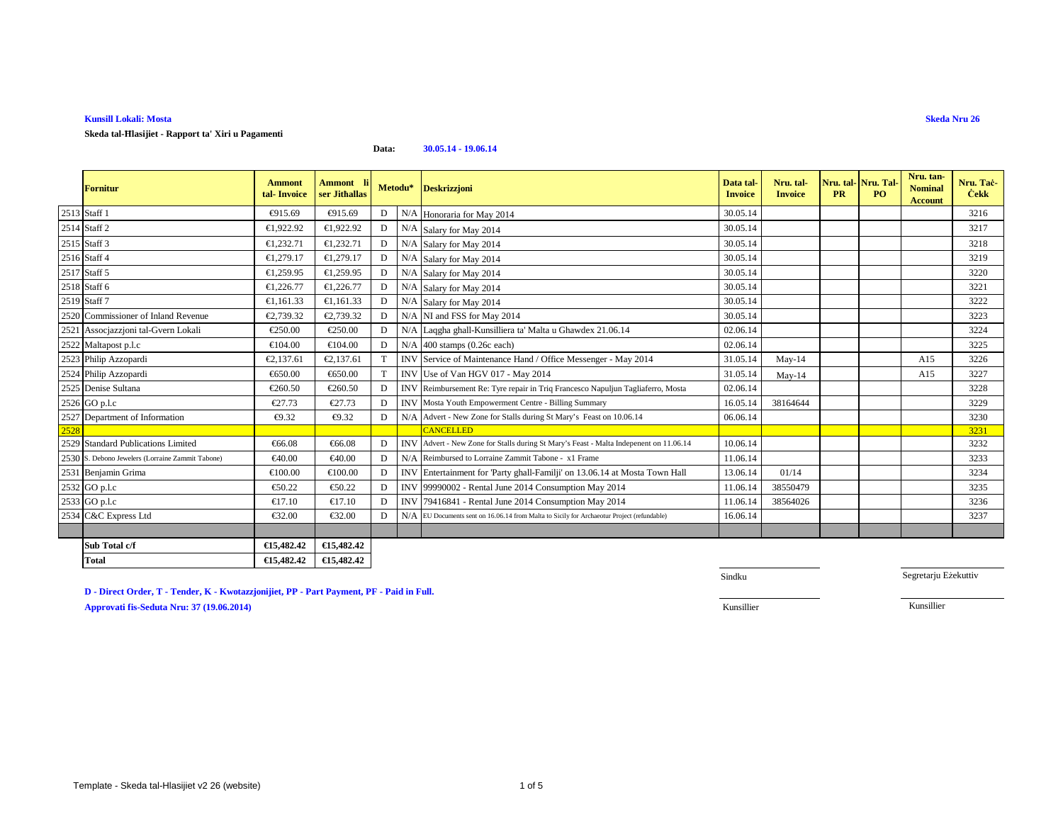**Kunsill Lokali: Mosta**

**Skeda Nru 26**

**Skeda tal-Ħlasijiet - Rapport ta' Xiri u Pagamenti**

**Data:** **30.05.14 - 19.06.14**

| | Fornitur | Ammont tal- Invoice | Ammont li ser Jitħallas | Metodu* | | Deskrizzjoni | Data tal-Invoice | Nru. tal-Invoice | Nru. tal-PR | Nru. Tal-PO | Nru. tan-Nominal Account | Nru. Taċ-Ċekk |
|---|---|---|---|---|---|---|---|---|---|---|---|---|
| 2513 | Staff 1 | €915.69 | €915.69 | D | N/A | Honoraria for May 2014 | 30.05.14 | | | | | 3216 |
| 2514 | Staff 2 | €1,922.92 | €1,922.92 | D | N/A | Salary for May 2014 | 30.05.14 | | | | | 3217 |
| 2515 | Staff 3 | €1,232.71 | €1,232.71 | D | N/A | Salary for May 2014 | 30.05.14 | | | | | 3218 |
| 2516 | Staff 4 | €1,279.17 | €1,279.17 | D | N/A | Salary for May 2014 | 30.05.14 | | | | | 3219 |
| 2517 | Staff 5 | €1,259.95 | €1,259.95 | D | N/A | Salary for May 2014 | 30.05.14 | | | | | 3220 |
| 2518 | Staff 6 | €1,226.77 | €1,226.77 | D | N/A | Salary for May 2014 | 30.05.14 | | | | | 3221 |
| 2519 | Staff 7 | €1,161.33 | €1,161.33 | D | N/A | Salary for May 2014 | 30.05.14 | | | | | 3222 |
| 2520 | Commissioner of Inland Revenue | €2,739.32 | €2,739.32 | D | N/A | NI and FSS for May 2014 | 30.05.14 | | | | | 3223 |
| 2521 | Assocjazzjoni tal-Gvern Lokali | €250.00 | €250.00 | D | N/A | Laqgha ghall-Kunsilliera ta' Malta u Ghawdex 21.06.14 | 02.06.14 | | | | | 3224 |
| 2522 | Maltapost p.l.c | €104.00 | €104.00 | D | N/A | 400 stamps (0.26c each) | 02.06.14 | | | | | 3225 |
| 2523 | Philip Azzopardi | €2,137.61 | €2,137.61 | T | INV | Service of Maintenance Hand / Office Messenger - May 2014 | 31.05.14 | May-14 | | | A15 | 3226 |
| 2524 | Philip Azzopardi | €650.00 | €650.00 | T | INV | Use of Van HGV 017 - May 2014 | 31.05.14 | May-14 | | | A15 | 3227 |
| 2525 | Denise Sultana | €260.50 | €260.50 | D | INV | Reimbursement Re: Tyre repair in Triq Francesco Napuljun Tagliaferro, Mosta | 02.06.14 | | | | | 3228 |
| 2526 | GO p.l.c | €27.73 | €27.73 | D | INV | Mosta Youth Empowerment Centre - Billing Summary | 16.05.14 | 38164644 | | | | 3229 |
| 2527 | Department of Information | €9.32 | €9.32 | D | N/A | Advert - New Zone for Stalls during St Mary's Feast on 10.06.14 | 06.06.14 | | | | | 3230 |
| 2528 | | | | | | CANCELLED | | | | | | 3231 |
| 2529 | Standard Publications Limited | €66.08 | €66.08 | D | INV | Advert - New Zone for Stalls during St Mary's Feast - Malta Indepenent on 11.06.14 | 10.06.14 | | | | | 3232 |
| 2530 | S. Debono Jewelers (Lorraine Zammit Tabone) | €40.00 | €40.00 | D | N/A | Reimbursed to Lorraine Zammit Tabone - x1 Frame | 11.06.14 | | | | | 3233 |
| 2531 | Benjamin Grima | €100.00 | €100.00 | D | INV | Entertainment for 'Party ghall-Familji' on 13.06.14 at Mosta Town Hall | 13.06.14 | 01/14 | | | | 3234 |
| 2532 | GO p.l.c | €50.22 | €50.22 | D | INV | 99990002 - Rental June 2014 Consumption May 2014 | 11.06.14 | 38550479 | | | | 3235 |
| 2533 | GO p.l.c | €17.10 | €17.10 | D | INV | 79416841 - Rental June 2014 Consumption May 2014 | 11.06.14 | 38564026 | | | | 3236 |
| 2534 | C&C Express Ltd | €32.00 | €32.00 | D | N/A | EU Documents sent on 16.06.14 from Malta to Sicily for Archaeotur Project (refundable) | 16.06.14 | | | | | 3237 |
| | | | | | | | | | | | | |
| | **Sub Total c/f** | **€15,482.42** | **€15,482.42** | | | | | | | | | |
| | **Total** | **€15,482.42** | **€15,482.42** | | | | | | | | | |

Sindku

Segretarju Eżekuttiv

Kunsillier

Kunsillier

**D - Direct Order, T - Tender, K - Kwotazzjonijiet, PP - Part Payment, PF - Paid in Full.**

**Approvati fis-Seduta Nru: 37 (19.06.2014)**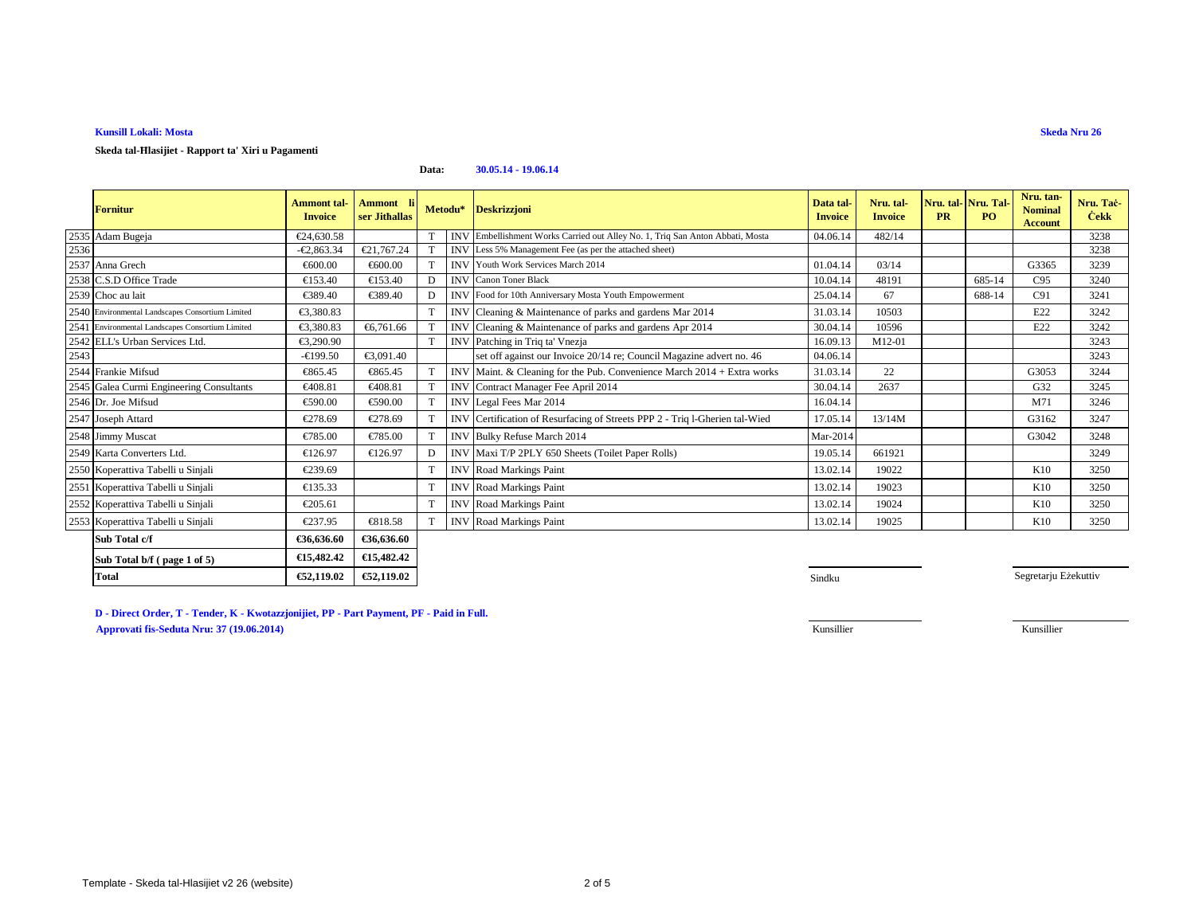**Kunsill Lokali: Mosta**

**Skeda Nru 26**

**Skeda tal-Ħlasijiet - Rapport ta' Xiri u Pagamenti**

**Data:** **30.05.14 - 19.06.14**

| | Fornitur | Ammont tal-Invoice | Ammont li ser Jithallas | Metodu* | | Deskrizzjoni | Data tal-Invoice | Nru. tal-Invoice | Nru. tal-PR | Nru. Tal-PO | Nru. tan-Nominal Account | Nru. Taċ-Ċekk |
|---|---|---|---|---|---|---|---|---|---|---|---|---|
| 2535 | Adam Bugeja | €24,630.58 | | T | INV | Embellishment Works Carried out Alley No. 1, Triq San Anton Abbati, Mosta | 04.06.14 | 482/14 | | | | 3238 |
| 2536 | | -€2,863.34 | €21,767.24 | T | INV | Less 5% Management Fee (as per the attached sheet) | | | | | | 3238 |
| 2537 | Anna Grech | €600.00 | €600.00 | T | INV | Youth Work Services March 2014 | 01.04.14 | 03/14 | | | G3365 | 3239 |
| 2538 | C.S.D Office Trade | €153.40 | €153.40 | D | INV | Canon Toner Black | 10.04.14 | 48191 | | 685-14 | C95 | 3240 |
| 2539 | Choc au lait | €389.40 | €389.40 | D | INV | Food for 10th Anniversary Mosta Youth Empowerment | 25.04.14 | 67 | | 688-14 | C91 | 3241 |
| 2540 | Environmental Landscapes Consortium Limited | €3,380.83 | | T | INV | Cleaning & Maintenance of parks and gardens Mar 2014 | 31.03.14 | 10503 | | | E22 | 3242 |
| 2541 | Environmental Landscapes Consortium Limited | €3,380.83 | €6,761.66 | T | INV | Cleaning & Maintenance of parks and gardens Apr 2014 | 30.04.14 | 10596 | | | E22 | 3242 |
| 2542 | ELL's Urban Services Ltd. | €3,290.90 | | T | INV | Patching in Triq ta' Vnezja | 16.09.13 | M12-01 | | | | 3243 |
| 2543 | | -€199.50 | €3,091.40 | | | set off against our Invoice 20/14 re; Council Magazine advert no. 46 | 04.06.14 | | | | | 3243 |
| 2544 | Frankie Mifsud | €865.45 | €865.45 | T | INV | Maint. & Cleaning for the Pub. Convenience March 2014 + Extra works | 31.03.14 | 22 | | | G3053 | 3244 |
| 2545 | Galea Curmi Engineering Consultants | €408.81 | €408.81 | T | INV | Contract Manager Fee April 2014 | 30.04.14 | 2637 | | | G32 | 3245 |
| 2546 | Dr. Joe Mifsud | €590.00 | €590.00 | T | INV | Legal Fees Mar 2014 | 16.04.14 | | | | M71 | 3246 |
| 2547 | Joseph Attard | €278.69 | €278.69 | T | INV | Certification of Resurfacing of Streets PPP 2 - Triq l-Gherien tal-Wied | 17.05.14 | 13/14M | | | G3162 | 3247 |
| 2548 | Jimmy Muscat | €785.00 | €785.00 | T | INV | Bulky Refuse March 2014 | Mar-2014 | | | | G3042 | 3248 |
| 2549 | Karta Converters Ltd. | €126.97 | €126.97 | D | INV | Maxi T/P 2PLY 650 Sheets (Toilet Paper Rolls) | 19.05.14 | 661921 | | | | 3249 |
| 2550 | Koperattiva Tabelli u Sinjali | €239.69 | | T | INV | Road Markings Paint | 13.02.14 | 19022 | | | K10 | 3250 |
| 2551 | Koperattiva Tabelli u Sinjali | €135.33 | | T | INV | Road Markings Paint | 13.02.14 | 19023 | | | K10 | 3250 |
| 2552 | Koperattiva Tabelli u Sinjali | €205.61 | | T | INV | Road Markings Paint | 13.02.14 | 19024 | | | K10 | 3250 |
| 2553 | Koperattiva Tabelli u Sinjali | €237.95 | €818.58 | T | INV | Road Markings Paint | 13.02.14 | 19025 | | | K10 | 3250 |
| | **Sub Total c/f** | **€36,636.60** | **€36,636.60** | | | | | | | | | |
| | **Sub Total b/f ( page 1 of 5)** | **€15,482.42** | **€15,482.42** | | | | | | | | | |
| | **Total** | **€52,119.02** | **€52,119.02** | | | | | | | | | |

Sindku

Segretarju Eżekuttiv

**D - Direct Order, T - Tender, K - Kwotazzjonijiet, PP - Part Payment, PF - Paid in Full.**

**Approvati fis-Seduta Nru: 37 (19.06.2014)**

Kunsillier

Kunsillier

Template - Skeda tal-Hlasijiet v2 26 (website)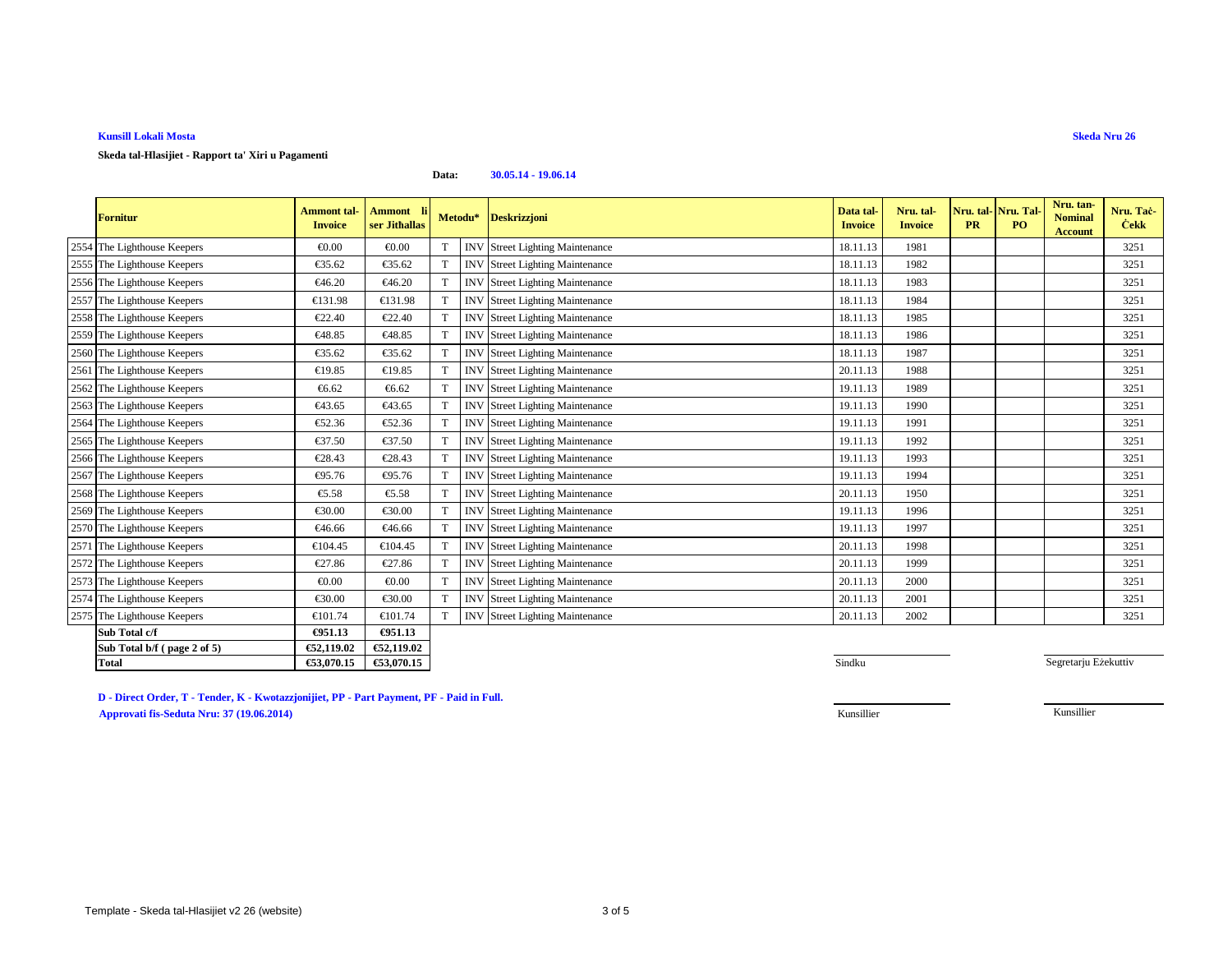**Kunsill Lokali Mosta**

**Skeda Nru 26**

**Skeda tal-Hlasijiet - Rapport ta' Xiri u Pagamenti**

**Data:** **30.05.14 - 19.06.14**

| | Fornitur | Ammont tal-Invoice | Ammont li ser Jithallas | Metodu* | | Deskrizzjoni | Data tal-Invoice | Nru. tal-Invoice | Nru. tal-PR | Nru. Tal-PO | Nru. tan-Nominal Account | Nru. Taċ-Ċekk |
|---|---|---|---|---|---|---|---|---|---|---|---|---|
| 2554 | The Lighthouse Keepers | €0.00 | €0.00 | T | INV | Street Lighting Maintenance | 18.11.13 | 1981 | | | | 3251 |
| 2555 | The Lighthouse Keepers | €35.62 | €35.62 | T | INV | Street Lighting Maintenance | 18.11.13 | 1982 | | | | 3251 |
| 2556 | The Lighthouse Keepers | €46.20 | €46.20 | T | INV | Street Lighting Maintenance | 18.11.13 | 1983 | | | | 3251 |
| 2557 | The Lighthouse Keepers | €131.98 | €131.98 | T | INV | Street Lighting Maintenance | 18.11.13 | 1984 | | | | 3251 |
| 2558 | The Lighthouse Keepers | €22.40 | €22.40 | T | INV | Street Lighting Maintenance | 18.11.13 | 1985 | | | | 3251 |
| 2559 | The Lighthouse Keepers | €48.85 | €48.85 | T | INV | Street Lighting Maintenance | 18.11.13 | 1986 | | | | 3251 |
| 2560 | The Lighthouse Keepers | €35.62 | €35.62 | T | INV | Street Lighting Maintenance | 18.11.13 | 1987 | | | | 3251 |
| 2561 | The Lighthouse Keepers | €19.85 | €19.85 | T | INV | Street Lighting Maintenance | 20.11.13 | 1988 | | | | 3251 |
| 2562 | The Lighthouse Keepers | €6.62 | €6.62 | T | INV | Street Lighting Maintenance | 19.11.13 | 1989 | | | | 3251 |
| 2563 | The Lighthouse Keepers | €43.65 | €43.65 | T | INV | Street Lighting Maintenance | 19.11.13 | 1990 | | | | 3251 |
| 2564 | The Lighthouse Keepers | €52.36 | €52.36 | T | INV | Street Lighting Maintenance | 19.11.13 | 1991 | | | | 3251 |
| 2565 | The Lighthouse Keepers | €37.50 | €37.50 | T | INV | Street Lighting Maintenance | 19.11.13 | 1992 | | | | 3251 |
| 2566 | The Lighthouse Keepers | €28.43 | €28.43 | T | INV | Street Lighting Maintenance | 19.11.13 | 1993 | | | | 3251 |
| 2567 | The Lighthouse Keepers | €95.76 | €95.76 | T | INV | Street Lighting Maintenance | 19.11.13 | 1994 | | | | 3251 |
| 2568 | The Lighthouse Keepers | €5.58 | €5.58 | T | INV | Street Lighting Maintenance | 20.11.13 | 1950 | | | | 3251 |
| 2569 | The Lighthouse Keepers | €30.00 | €30.00 | T | INV | Street Lighting Maintenance | 19.11.13 | 1996 | | | | 3251 |
| 2570 | The Lighthouse Keepers | €46.66 | €46.66 | T | INV | Street Lighting Maintenance | 19.11.13 | 1997 | | | | 3251 |
| 2571 | The Lighthouse Keepers | €104.45 | €104.45 | T | INV | Street Lighting Maintenance | 20.11.13 | 1998 | | | | 3251 |
| 2572 | The Lighthouse Keepers | €27.86 | €27.86 | T | INV | Street Lighting Maintenance | 20.11.13 | 1999 | | | | 3251 |
| 2573 | The Lighthouse Keepers | €0.00 | €0.00 | T | INV | Street Lighting Maintenance | 20.11.13 | 2000 | | | | 3251 |
| 2574 | The Lighthouse Keepers | €30.00 | €30.00 | T | INV | Street Lighting Maintenance | 20.11.13 | 2001 | | | | 3251 |
| 2575 | The Lighthouse Keepers | €101.74 | €101.74 | T | INV | Street Lighting Maintenance | 20.11.13 | 2002 | | | | 3251 |
| | **Sub Total c/f** | **€951.13** | **€951.13** | | | | | | | | | |
| | **Sub Total b/f ( page 2 of 5)** | **€52,119.02** | **€52,119.02** | | | | | | | | | |
| | **Total** | **€53,070.15** | **€53,070.15** | | | | | | | | | |

Sindku

Segretarju Eżekuttiv

**D - Direct Order, T - Tender, K - Kwotazzjonijiet, PP - Part Payment, PF - Paid in Full.**

**Approvati fis-Seduta Nru: 37 (19.06.2014)**

Kunsillier

Kunsillier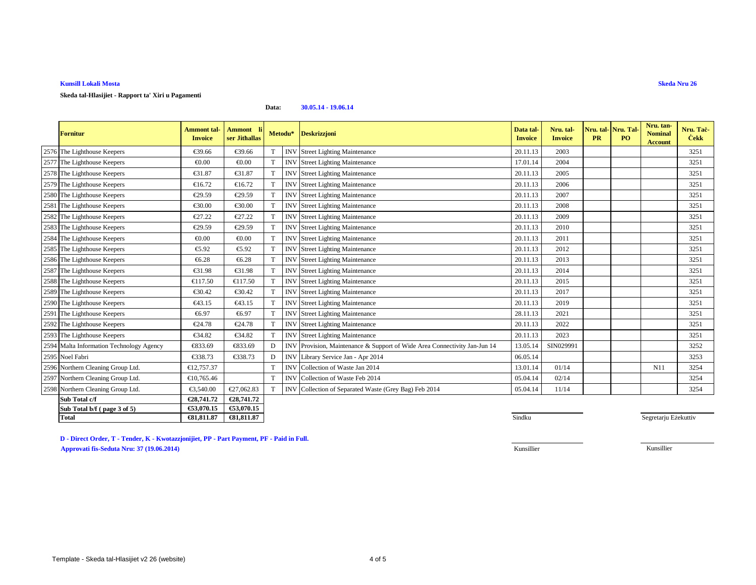**Kunsill Lokali Mosta**

**Skeda Nru 26**

**Skeda tal-Hlasijiet - Rapport ta' Xiri u Pagamenti**

**Data: 30.05.14 - 19.06.14**

| | Fornitur | Ammont tal-Invoice | Ammont li ser Jithallas | Metodu* | | Deskrizzjoni | Data tal-Invoice | Nru. tal-Invoice | Nru. tal-PR | Nru. Tal-PO | Nru. tan-Nominal Account | Nru. Taċ-Ċekk |
|---|---|---|---|---|---|---|---|---|---|---|---|---|
| 2576 | The Lighthouse Keepers | €39.66 | €39.66 | T | INV | Street Lighting Maintenance | 20.11.13 | 2003 | | | | 3251 |
| 2577 | The Lighthouse Keepers | €0.00 | €0.00 | T | INV | Street Lighting Maintenance | 17.01.14 | 2004 | | | | 3251 |
| 2578 | The Lighthouse Keepers | €31.87 | €31.87 | T | INV | Street Lighting Maintenance | 20.11.13 | 2005 | | | | 3251 |
| 2579 | The Lighthouse Keepers | €16.72 | €16.72 | T | INV | Street Lighting Maintenance | 20.11.13 | 2006 | | | | 3251 |
| 2580 | The Lighthouse Keepers | €29.59 | €29.59 | T | INV | Street Lighting Maintenance | 20.11.13 | 2007 | | | | 3251 |
| 2581 | The Lighthouse Keepers | €30.00 | €30.00 | T | INV | Street Lighting Maintenance | 20.11.13 | 2008 | | | | 3251 |
| 2582 | The Lighthouse Keepers | €27.22 | €27.22 | T | INV | Street Lighting Maintenance | 20.11.13 | 2009 | | | | 3251 |
| 2583 | The Lighthouse Keepers | €29.59 | €29.59 | T | INV | Street Lighting Maintenance | 20.11.13 | 2010 | | | | 3251 |
| 2584 | The Lighthouse Keepers | €0.00 | €0.00 | T | INV | Street Lighting Maintenance | 20.11.13 | 2011 | | | | 3251 |
| 2585 | The Lighthouse Keepers | €5.92 | €5.92 | T | INV | Street Lighting Maintenance | 20.11.13 | 2012 | | | | 3251 |
| 2586 | The Lighthouse Keepers | €6.28 | €6.28 | T | INV | Street Lighting Maintenance | 20.11.13 | 2013 | | | | 3251 |
| 2587 | The Lighthouse Keepers | €31.98 | €31.98 | T | INV | Street Lighting Maintenance | 20.11.13 | 2014 | | | | 3251 |
| 2588 | The Lighthouse Keepers | €117.50 | €117.50 | T | INV | Street Lighting Maintenance | 20.11.13 | 2015 | | | | 3251 |
| 2589 | The Lighthouse Keepers | €30.42 | €30.42 | T | INV | Street Lighting Maintenance | 20.11.13 | 2017 | | | | 3251 |
| 2590 | The Lighthouse Keepers | €43.15 | €43.15 | T | INV | Street Lighting Maintenance | 20.11.13 | 2019 | | | | 3251 |
| 2591 | The Lighthouse Keepers | €6.97 | €6.97 | T | INV | Street Lighting Maintenance | 28.11.13 | 2021 | | | | 3251 |
| 2592 | The Lighthouse Keepers | €24.78 | €24.78 | T | INV | Street Lighting Maintenance | 20.11.13 | 2022 | | | | 3251 |
| 2593 | The Lighthouse Keepers | €34.82 | €34.82 | T | INV | Street Lighting Maintenance | 20.11.13 | 2023 | | | | 3251 |
| 2594 | Malta Information Technology Agency | €833.69 | €833.69 | D | INV | Provision, Maintenance & Support of Wide Area Connectivity Jan-Jun 14 | 13.05.14 | SIN029991 | | | | 3252 |
| 2595 | Noel Fabri | €338.73 | €338.73 | D | INV | Library Service Jan - Apr 2014 | 06.05.14 | | | | | 3253 |
| 2596 | Northern Cleaning Group Ltd. | €12,757.37 | | T | INV | Collection of Waste Jan 2014 | 13.01.14 | 01/14 | | | N11 | 3254 |
| 2597 | Northern Cleaning Group Ltd. | €10,765.46 | | T | INV | Collection of Waste Feb 2014 | 05.04.14 | 02/14 | | | | 3254 |
| 2598 | Northern Cleaning Group Ltd. | €3,540.00 | €27,062.83 | T | INV | Collection of Separated Waste (Grey Bag) Feb 2014 | 05.04.14 | 11/14 | | | | 3254 |
| | **Sub Total c/f** | **€28,741.72** | **€28,741.72** | | | | | | | | | |
| | **Sub Total b/f ( page 3 of 5)** | **€53,070.15** | **€53,070.15** | | | | | | | | | |
| | **Total** | **€81,811.87** | **€81,811.87** | | | | | | | | | |

Sindku

Segretarju Eżekuttiv

**D - Direct Order, T - Tender, K - Kwotazzjonijiet, PP - Part Payment, PF - Paid in Full.**

**Approvati fis-Seduta Nru: 37 (19.06.2014)**

Kunsillier

Kunsillier

Template - Skeda tal-Hlasijiet v2 26 (website)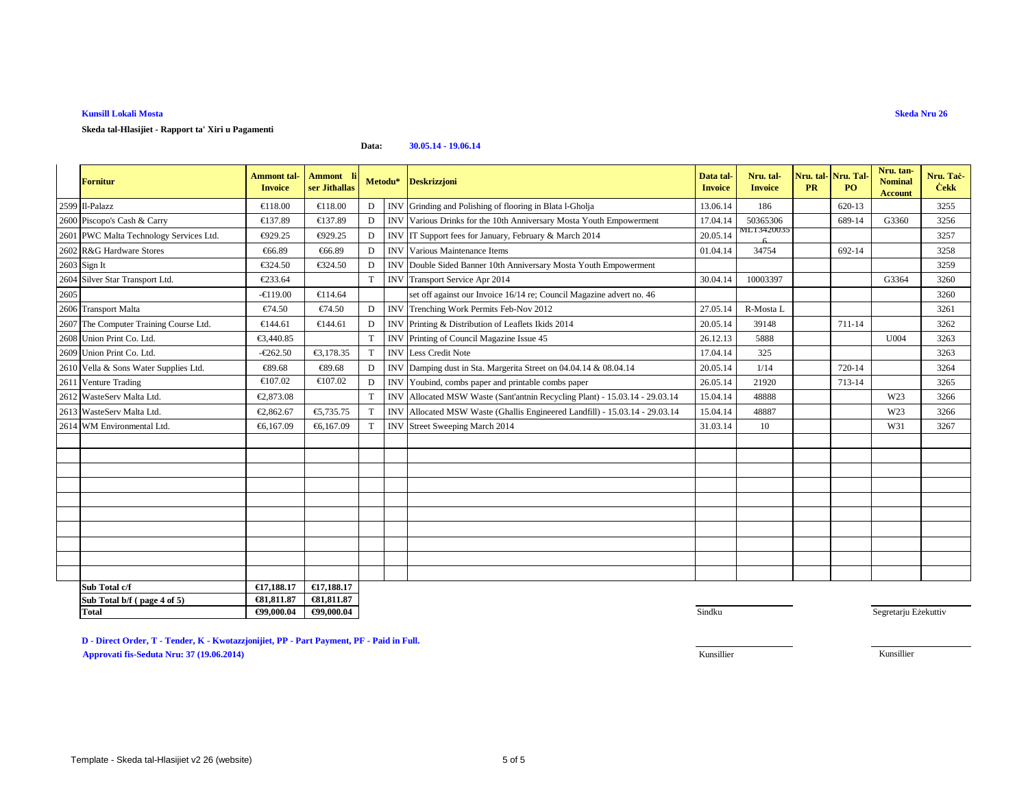**Kunsill Lokali Mosta**

**Skeda Nru 26**

**Skeda tal-Hlasijiet - Rapport ta' Xiri u Pagamenti**

**Data: 30.05.14 - 19.06.14**

| | Fornitur | Ammont tal-Invoice | Ammont li ser Jithallas | Metodu* | | Deskrizzjoni | Data tal-Invoice | Nru. tal-Invoice | Nru. tal-PR | Nru. Tal-PO | Nru. tan-Nominal Account | Nru. Taċ-Ċekk |
|---|---|---|---|---|---|---|---|---|---|---|---|---|
| 2599 | Il-Palazz | €118.00 | €118.00 | D | INV | Grinding and Polishing of flooring in Blata l-Gholja | 13.06.14 | 186 | | 620-13 | | 3255 |
| 2600 | Piscopo's Cash & Carry | €137.89 | €137.89 | D | INV | Various Drinks for the 10th Anniversary Mosta Youth Empowerment | 17.04.14 | 50365306 | | 689-14 | G3360 | 3256 |
| 2601 | PWC Malta Technology Services Ltd. | €929.25 | €929.25 | D | INV | IT Support fees for January, February & March 2014 | 20.05.14 | MLT34200356 | | | | 3257 |
| 2602 | R&G Hardware Stores | €66.89 | €66.89 | D | INV | Various Maintenance Items | 01.04.14 | 34754 | | 692-14 | | 3258 |
| 2603 | Sign It | €324.50 | €324.50 | D | INV | Double Sided Banner 10th Anniversary Mosta Youth Empowerment | | | | | | 3259 |
| 2604 | Silver Star Transport Ltd. | €233.64 | | T | INV | Transport Service Apr 2014 | 30.04.14 | 10003397 | | | G3364 | 3260 |
| 2605 | | -€119.00 | €114.64 | | | set off against our Invoice 16/14 re; Council Magazine advert no. 46 | | | | | | 3260 |
| 2606 | Transport Malta | €74.50 | €74.50 | D | INV | Trenching Work Permits Feb-Nov 2012 | 27.05.14 | R-Mosta L | | | | 3261 |
| 2607 | The Computer Training Course Ltd. | €144.61 | €144.61 | D | INV | Printing & Distribution of Leaflets Ikids 2014 | 20.05.14 | 39148 | | 711-14 | | 3262 |
| 2608 | Union Print Co. Ltd. | €3,440.85 | | T | INV | Printing of Council Magazine Issue 45 | 26.12.13 | 5888 | | | U004 | 3263 |
| 2609 | Union Print Co. Ltd. | -€262.50 | €3,178.35 | T | INV | Less Credit Note | 17.04.14 | 325 | | | | 3263 |
| 2610 | Vella & Sons Water Supplies Ltd. | €89.68 | €89.68 | D | INV | Damping dust in Sta. Margerita Street on 04.04.14 & 08.04.14 | 20.05.14 | 1/14 | | 720-14 | | 3264 |
| 2611 | Venture Trading | €107.02 | €107.02 | D | INV | Youbind, combs paper and printable combs paper | 26.05.14 | 21920 | | 713-14 | | 3265 |
| 2612 | WasteServ Malta Ltd. | €2,873.08 | | T | INV | Allocated MSW Waste (Sant'antnin Recycling Plant) - 15.03.14 - 29.03.14 | 15.04.14 | 48888 | | | W23 | 3266 |
| 2613 | WasteServ Malta Ltd. | €2,862.67 | €5,735.75 | T | INV | Allocated MSW Waste (Ghallis Engineered Landfill) - 15.03.14 - 29.03.14 | 15.04.14 | 48887 | | | W23 | 3266 |
| 2614 | WM Environmental Ltd. | €6,167.09 | €6,167.09 | T | INV | Street Sweeping March 2014 | 31.03.14 | 10 | | | W31 | 3267 |
| | **Sub Total c/f** | **€17,188.17** | **€17,188.17** | | | | | | | | | |
| | **Sub Total b/f ( page 4 of 5)** | **€81,811.87** | **€81,811.87** | | | | | | | | | |
| | **Total** | **€99,000.04** | **€99,000.04** | | | | | | | | | |

Sindku

Segretarju Eżekuttiv

Kunsillier

Kunsillier

**D - Direct Order, T - Tender, K - Kwotazzjonijiet, PP - Part Payment, PF - Paid in Full.**

**Approvati fis-Seduta Nru: 37 (19.06.2014)**

Template - Skeda tal-Hlasijiet v2 26 (website)